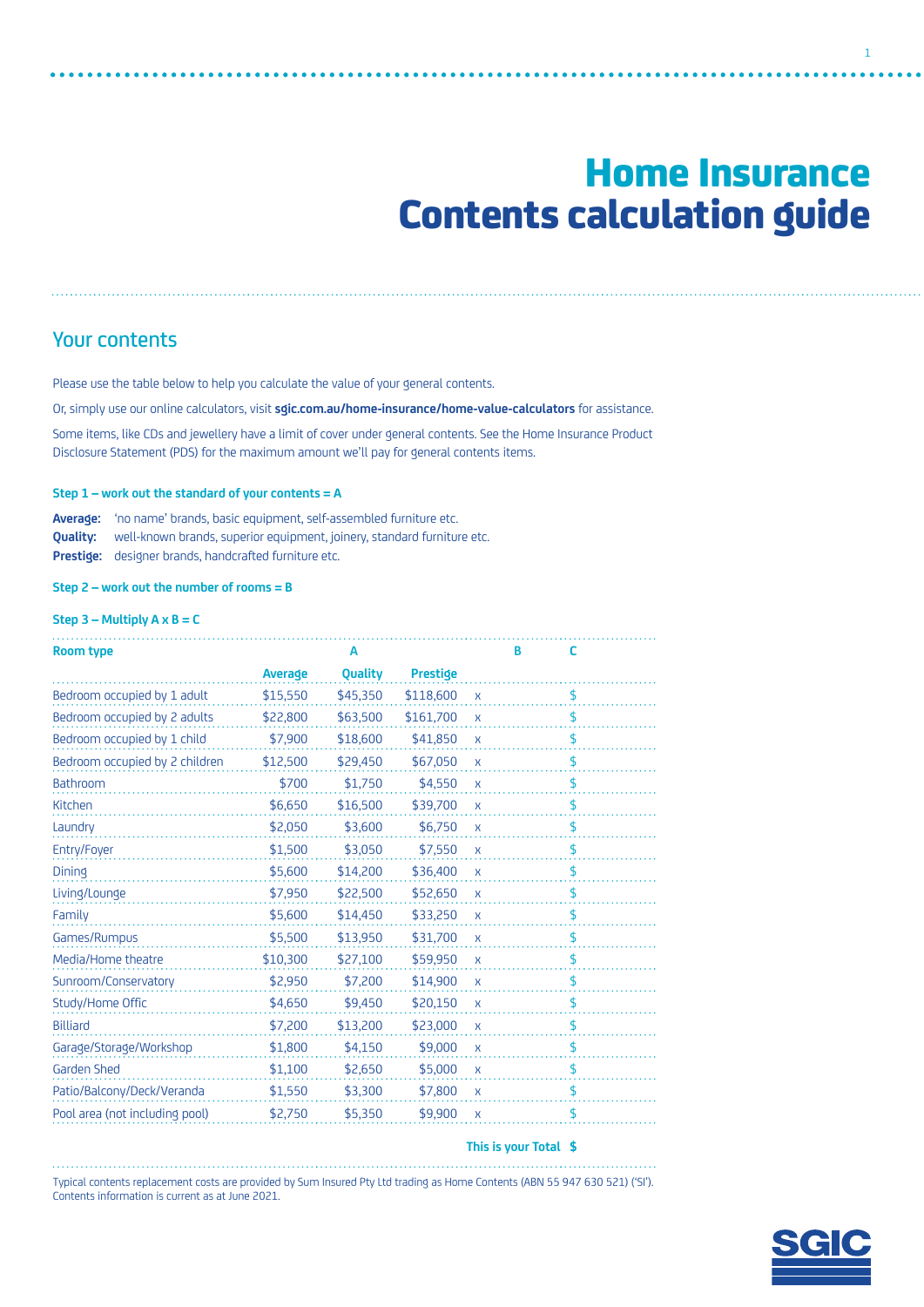# Home Insurance
# Contents calculation guide

## Your contents

Please use the table below to help you calculate the value of your general contents.

Or, simply use our online calculators, visit **sgic.com.au/home-insurance/home-value-calculators** for assistance.

Some items, like CDs and jewellery have a limit of cover under general contents. See the Home Insurance Product Disclosure Statement (PDS) for the maximum amount we'll pay for general contents items.

**Step 1 – work out the standard of your contents = A**

**Average:** 'no name' brands, basic equipment, self-assembled furniture etc.
**Quality:** well-known brands, superior equipment, joinery, standard furniture etc.
**Prestige:** designer brands, handcrafted furniture etc.

**Step 2 – work out the number of rooms = B**

**Step 3 – Multiply A x B = C**

| Room type | A | | | | B | C |
|---|---|---|---|---|---|---|
| | Average | Quality | Prestige | | | |
| Bedroom occupied by 1 adult | $15,550 | $45,350 | $118,600 | x | | $ |
| Bedroom occupied by 2 adults | $22,800 | $63,500 | $161,700 | x | | $ |
| Bedroom occupied by 1 child | $7,900 | $18,600 | $41,850 | x | | $ |
| Bedroom occupied by 2 children | $12,500 | $29,450 | $67,050 | x | | $ |
| Bathroom | $700 | $1,750 | $4,550 | x | | $ |
| Kitchen | $6,650 | $16,500 | $39,700 | x | | $ |
| Laundry | $2,050 | $3,600 | $6,750 | x | | $ |
| Entry/Foyer | $1,500 | $3,050 | $7,550 | x | | $ |
| Dining | $5,600 | $14,200 | $36,400 | x | | $ |
| Living/Lounge | $7,950 | $22,500 | $52,650 | x | | $ |
| Family | $5,600 | $14,450 | $33,250 | x | | $ |
| Games/Rumpus | $5,500 | $13,950 | $31,700 | x | | $ |
| Media/Home theatre | $10,300 | $27,100 | $59,950 | x | | $ |
| Sunroom/Conservatory | $2,950 | $7,200 | $14,900 | x | | $ |
| Study/Home Offic | $4,650 | $9,450 | $20,150 | x | | $ |
| Billiard | $7,200 | $13,200 | $23,000 | x | | $ |
| Garage/Storage/Workshop | $1,800 | $4,150 | $9,000 | x | | $ |
| Garden Shed | $1,100 | $2,650 | $5,000 | x | | $ |
| Patio/Balcony/Deck/Veranda | $1,550 | $3,300 | $7,800 | x | | $ |
| Pool area (not including pool) | $2,750 | $5,350 | $9,900 | x | | $ |
| | | | | | **This is your Total** | **$** |

Typical contents replacement costs are provided by Sum Insured Pty Ltd trading as Home Contents (ABN 55 947 630 521) ('SI'). Contents information is current as at June 2021.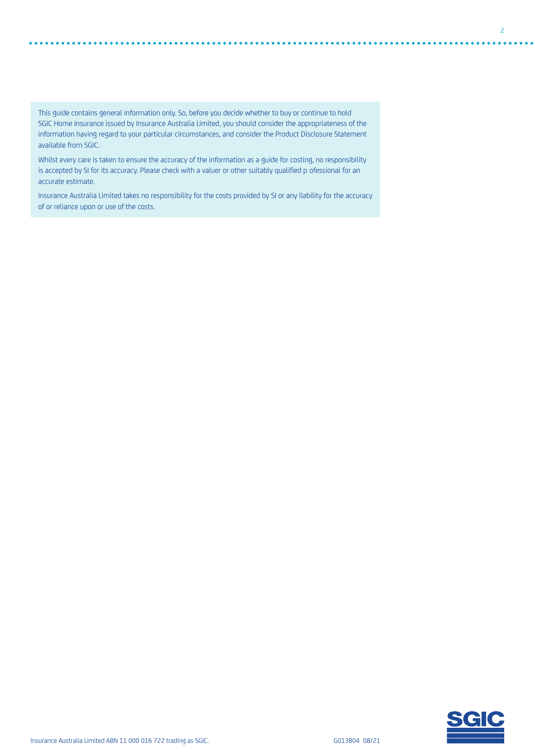This guide contains general information only. So, before you decide whether to buy or continue to hold SGIC Home Insurance issued by Insurance Australia Limited, you should consider the appropriateness of the information having regard to your particular circumstances, and consider the Product Disclosure Statement available from SGIC.

Whilst every care is taken to ensure the accuracy of the information as a guide for costing, no responsibility is accepted by SI for its accuracy. Please check with a valuer or other suitably qualified p ofessional for an accurate estimate.

Insurance Australia Limited takes no responsibility for the costs provided by SI or any liability for the accuracy of or reliance upon or use of the costs.

Insurance Australia Limited ABN 11 000 016 722 trading as SGIC.

G013804 08/21